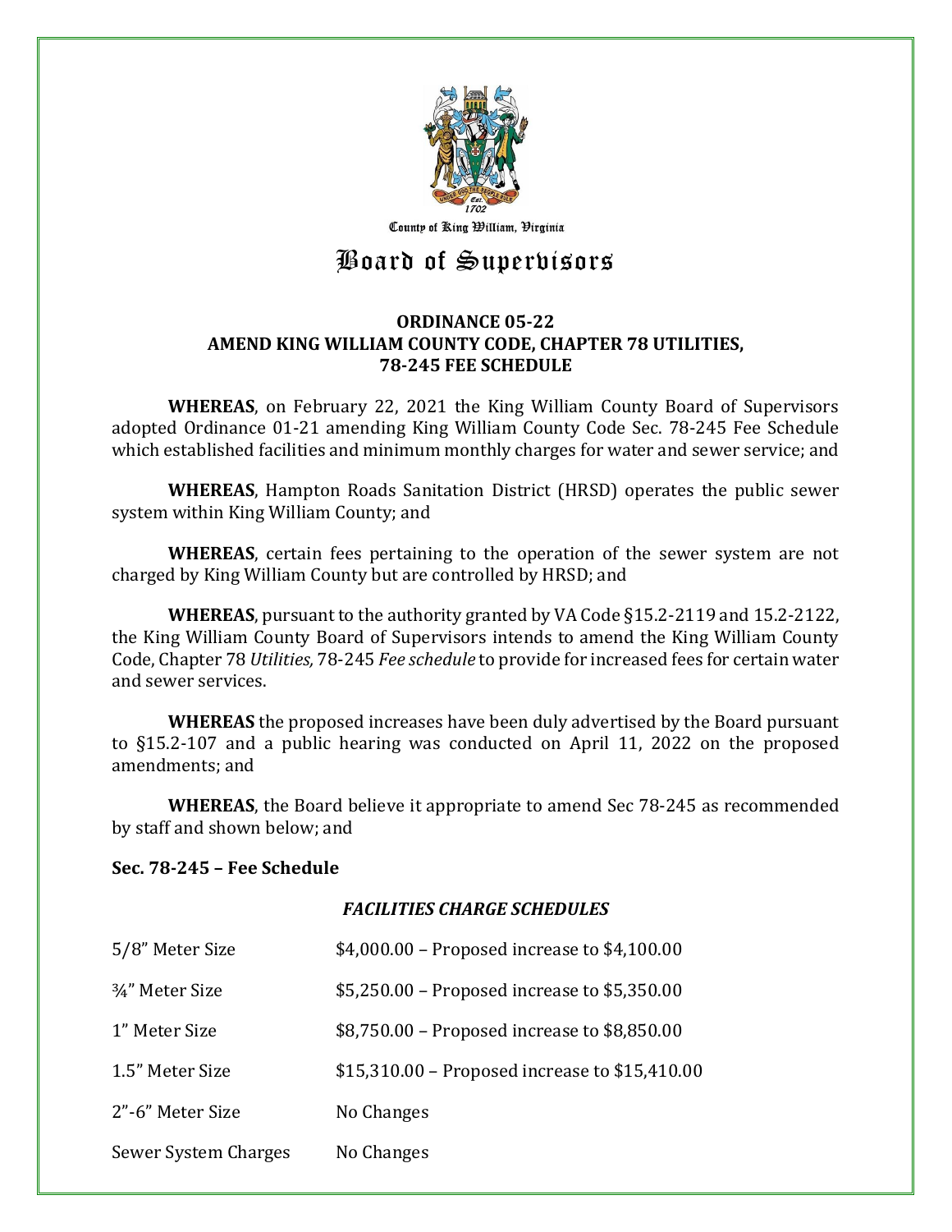County of King William, Virginia

# Board of Supervisors

## ORDINANCE 05-22
## AMEND KING WILLIAM COUNTY CODE, CHAPTER 78 UTILITIES, 78-245 FEE SCHEDULE

**WHEREAS**, on February 22, 2021 the King William County Board of Supervisors adopted Ordinance 01-21 amending King William County Code Sec. 78-245 Fee Schedule which established facilities and minimum monthly charges for water and sewer service; and

**WHEREAS**, Hampton Roads Sanitation District (HRSD) operates the public sewer system within King William County; and

**WHEREAS**, certain fees pertaining to the operation of the sewer system are not charged by King William County but are controlled by HRSD; and

**WHEREAS**, pursuant to the authority granted by VA Code §15.2-2119 and 15.2-2122, the King William County Board of Supervisors intends to amend the King William County Code, Chapter 78 *Utilities,* 78-245 *Fee schedule* to provide for increased fees for certain water and sewer services.

**WHEREAS** the proposed increases have been duly advertised by the Board pursuant to §15.2-107 and a public hearing was conducted on April 11, 2022 on the proposed amendments; and

**WHEREAS**, the Board believe it appropriate to amend Sec 78-245 as recommended by staff and shown below; and

**Sec. 78-245 – Fee Schedule**

***FACILITIES CHARGE SCHEDULES***

| | |
|---|---|
| 5/8" Meter Size | $4,000.00 – Proposed increase to $4,100.00 |
| ¾" Meter Size | $5,250.00 – Proposed increase to $5,350.00 |
| 1" Meter Size | $8,750.00 – Proposed increase to $8,850.00 |
| 1.5" Meter Size | $15,310.00 – Proposed increase to $15,410.00 |
| 2"-6" Meter Size | No Changes |
| Sewer System Charges | No Changes |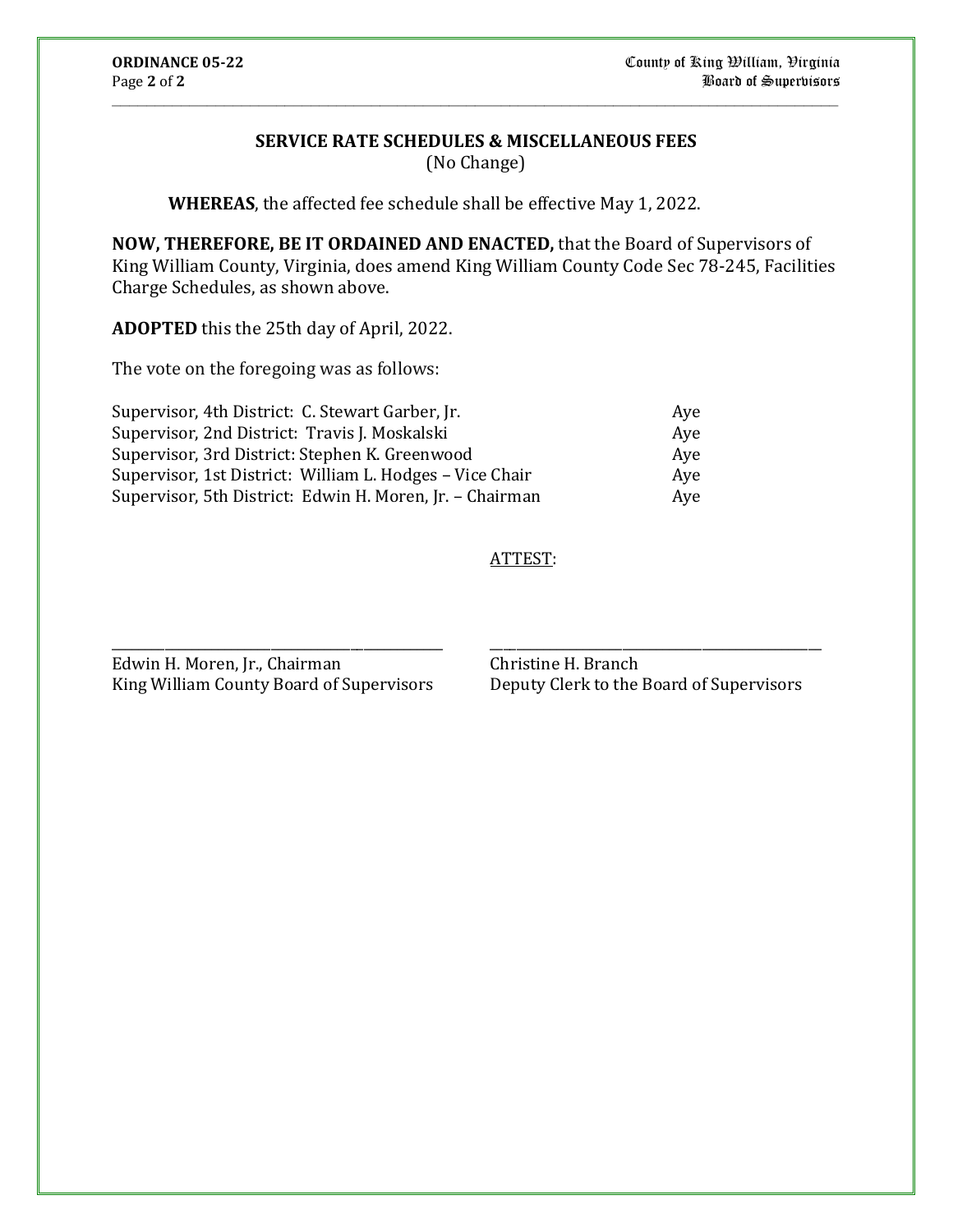## SERVICE RATE SCHEDULES & MISCELLANEOUS FEES

(No Change)

**WHEREAS**, the affected fee schedule shall be effective May 1, 2022.

**NOW, THEREFORE, BE IT ORDAINED AND ENACTED,** that the Board of Supervisors of King William County, Virginia, does amend King William County Code Sec 78-245, Facilities Charge Schedules, as shown above.

**ADOPTED** this the 25th day of April, 2022.

The vote on the foregoing was as follows:

| | |
|---|---|
| Supervisor, 4th District: C. Stewart Garber, Jr. | Aye |
| Supervisor, 2nd District: Travis J. Moskalski | Aye |
| Supervisor, 3rd District: Stephen K. Greenwood | Aye |
| Supervisor, 1st District: William L. Hodges – Vice Chair | Aye |
| Supervisor, 5th District: Edwin H. Moren, Jr. – Chairman | Aye |

ATTEST:

\_\_\_\_\_\_\_\_\_\_\_\_\_\_\_\_\_\_\_\_\_\_\_\_\_\_\_\_\_\_\_\_\_\_\_\_\_\_\_\_
Edwin H. Moren, Jr., Chairman
King William County Board of Supervisors

\_\_\_\_\_\_\_\_\_\_\_\_\_\_\_\_\_\_\_\_\_\_\_\_\_\_\_\_\_\_\_\_\_\_\_\_\_\_\_\_
Christine H. Branch
Deputy Clerk to the Board of Supervisors